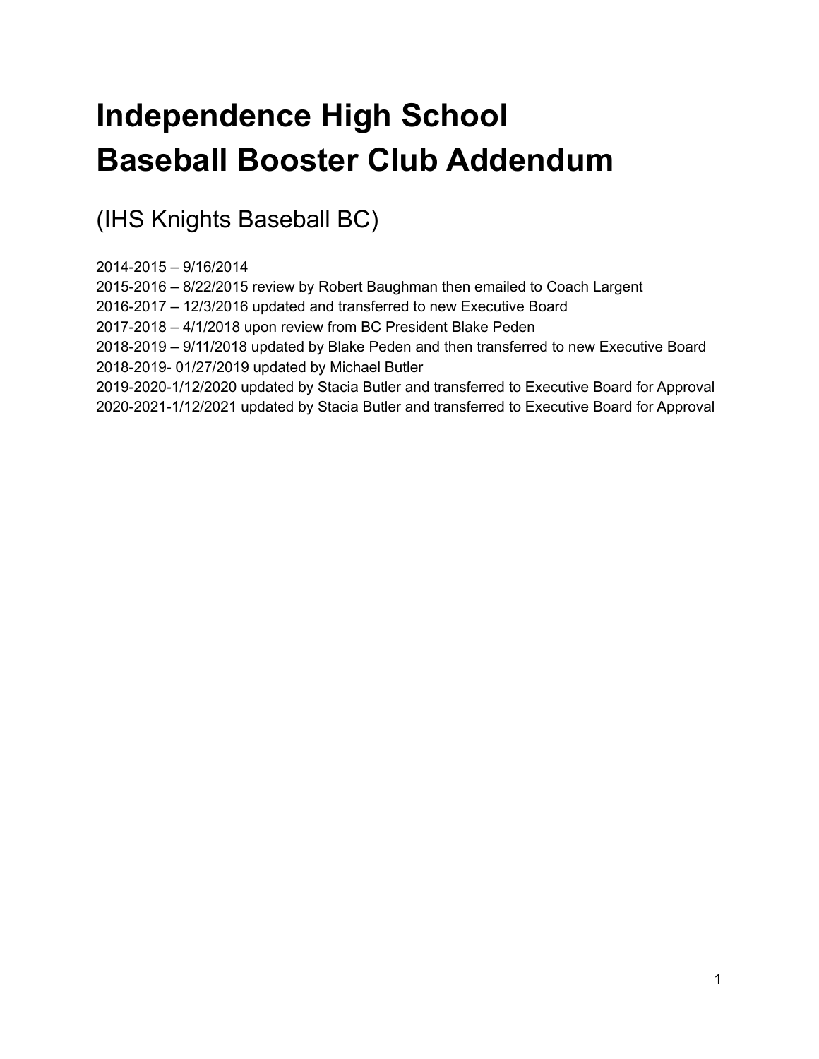# Independence High School
# Baseball Booster Club Addendum

## (IHS Knights Baseball BC)

2014-2015 – 9/16/2014
2015-2016 – 8/22/2015 review by Robert Baughman then emailed to Coach Largent
2016-2017 – 12/3/2016 updated and transferred to new Executive Board
2017-2018 – 4/1/2018 upon review from BC President Blake Peden
2018-2019 – 9/11/2018 updated by Blake Peden and then transferred to new Executive Board
2018-2019- 01/27/2019 updated by Michael Butler
2019-2020-1/12/2020 updated by Stacia Butler and transferred to Executive Board for Approval
2020-2021-1/12/2021 updated by Stacia Butler and transferred to Executive Board for Approval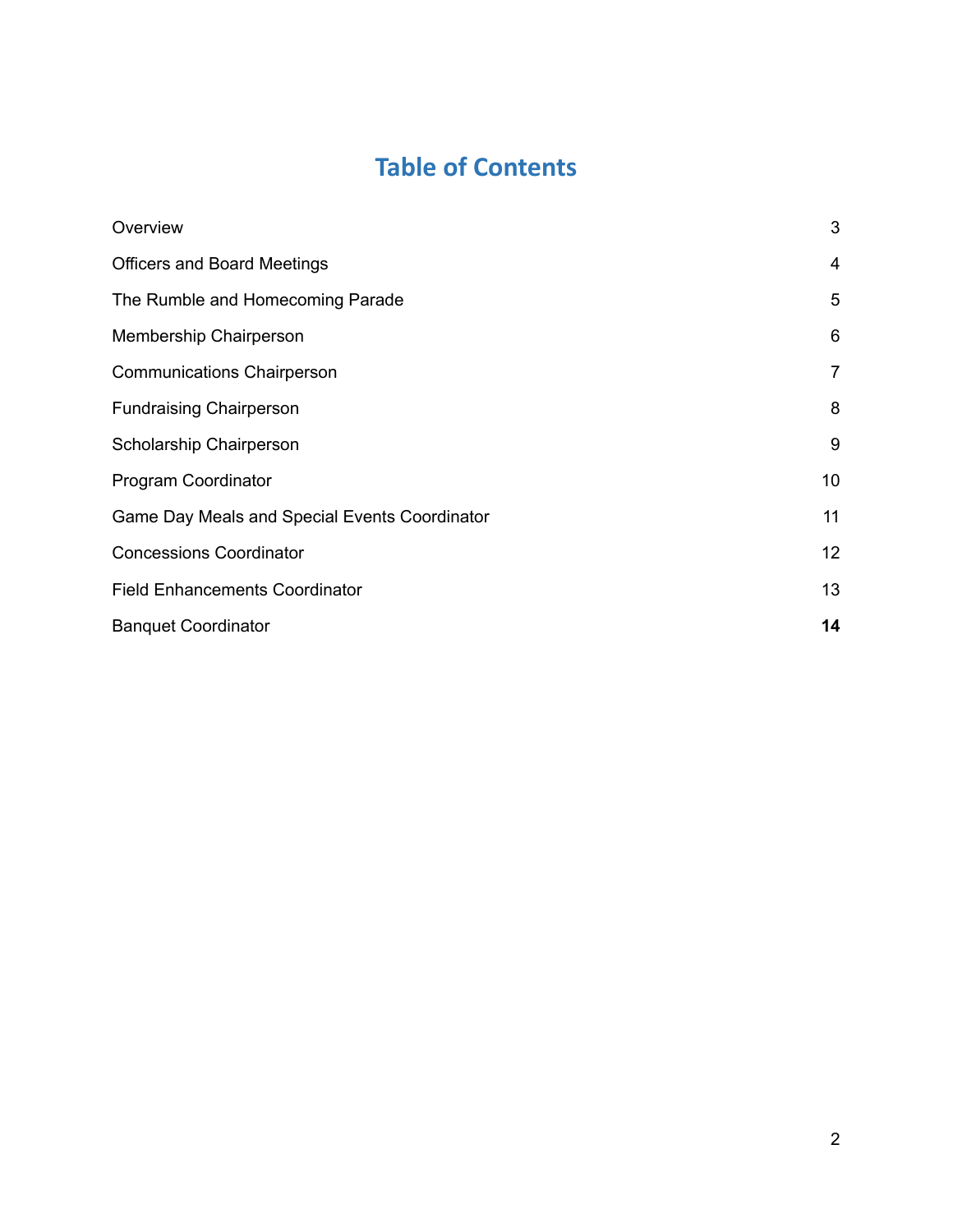# Table of Contents

| | |
|---|---|
| Overview | 3 |
| Officers and Board Meetings | 4 |
| The Rumble and Homecoming Parade | 5 |
| Membership Chairperson | 6 |
| Communications Chairperson | 7 |
| Fundraising Chairperson | 8 |
| Scholarship Chairperson | 9 |
| Program Coordinator | 10 |
| Game Day Meals and Special Events Coordinator | 11 |
| Concessions Coordinator | 12 |
| Field Enhancements Coordinator | 13 |
| Banquet Coordinator | **14** |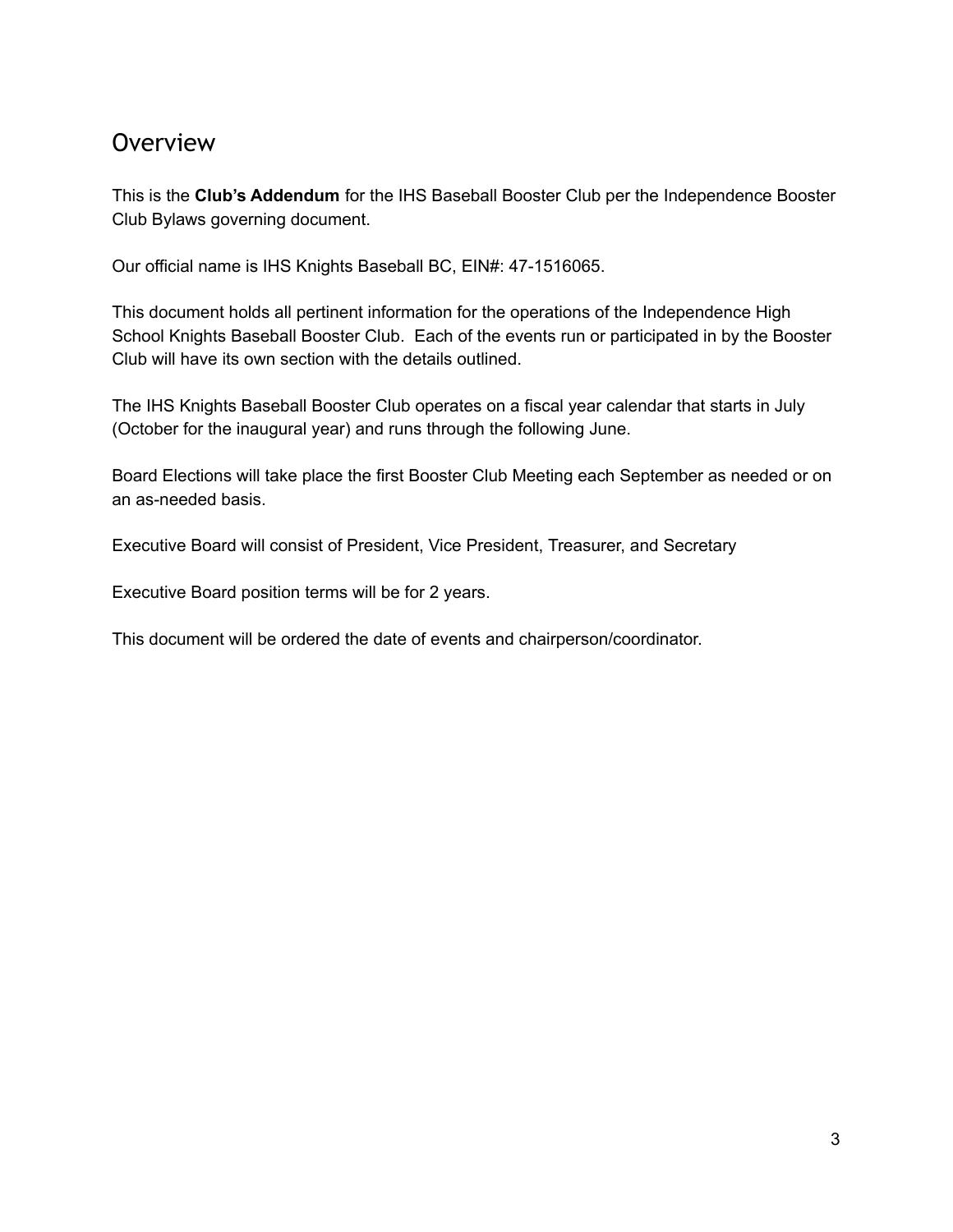# Overview

This is the **Club's Addendum** for the IHS Baseball Booster Club per the Independence Booster Club Bylaws governing document.

Our official name is IHS Knights Baseball BC, EIN#: 47-1516065.

This document holds all pertinent information for the operations of the Independence High School Knights Baseball Booster Club. Each of the events run or participated in by the Booster Club will have its own section with the details outlined.

The IHS Knights Baseball Booster Club operates on a fiscal year calendar that starts in July (October for the inaugural year) and runs through the following June.

Board Elections will take place the first Booster Club Meeting each September as needed or on an as-needed basis.

Executive Board will consist of President, Vice President, Treasurer, and Secretary

Executive Board position terms will be for 2 years.

This document will be ordered the date of events and chairperson/coordinator.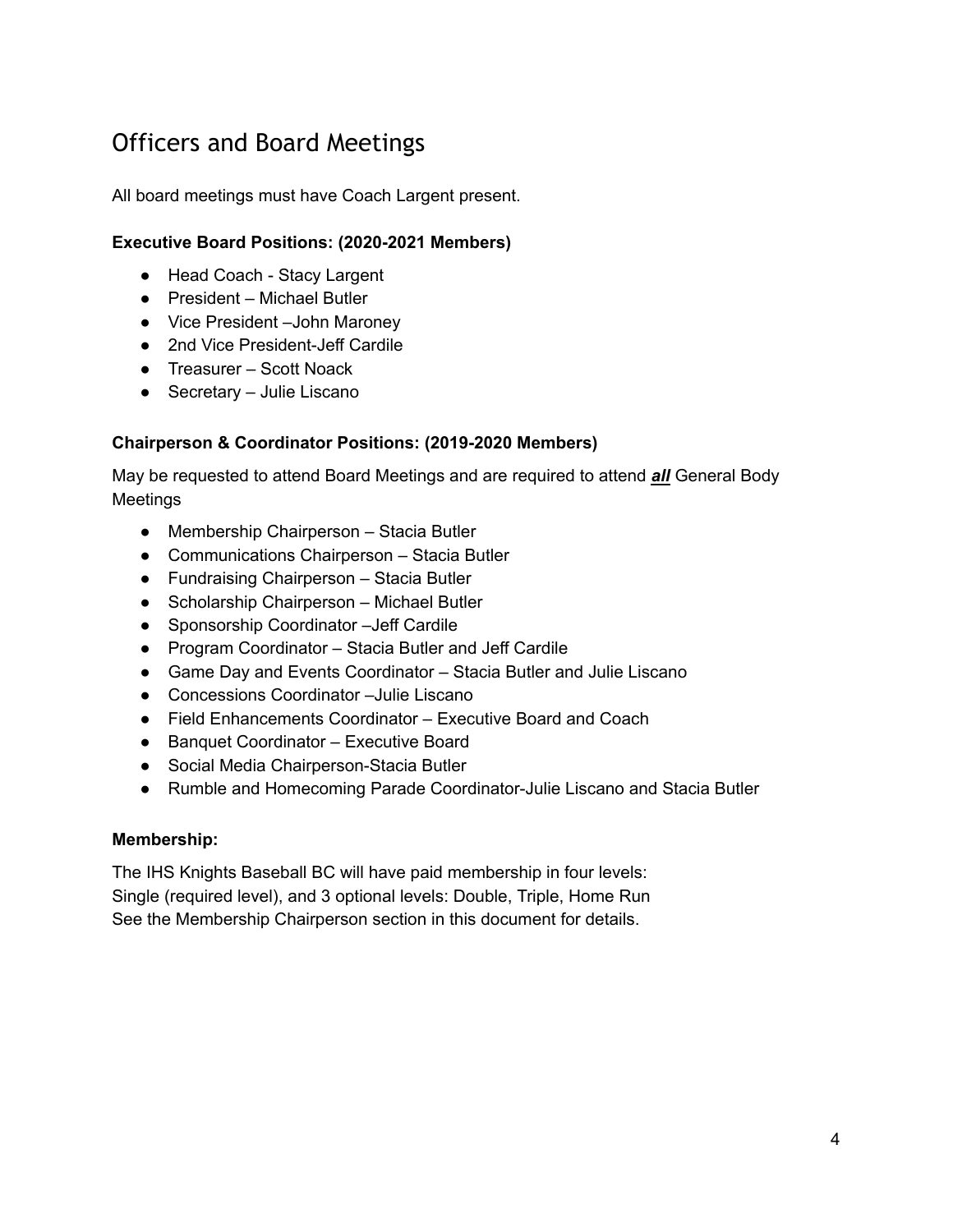# Officers and Board Meetings

All board meetings must have Coach Largent present.

**Executive Board Positions: (2020-2021 Members)**

- Head Coach - Stacy Largent
- President – Michael Butler
- Vice President –John Maroney
- 2nd Vice President-Jeff Cardile
- Treasurer – Scott Noack
- Secretary – Julie Liscano

**Chairperson & Coordinator Positions: (2019-2020 Members)**

May be requested to attend Board Meetings and are required to attend ***all*** General Body Meetings

- Membership Chairperson – Stacia Butler
- Communications Chairperson – Stacia Butler
- Fundraising Chairperson – Stacia Butler
- Scholarship Chairperson – Michael Butler
- Sponsorship Coordinator –Jeff Cardile
- Program Coordinator – Stacia Butler and Jeff Cardile
- Game Day and Events Coordinator – Stacia Butler and Julie Liscano
- Concessions Coordinator –Julie Liscano
- Field Enhancements Coordinator – Executive Board and Coach
- Banquet Coordinator – Executive Board
- Social Media Chairperson-Stacia Butler
- Rumble and Homecoming Parade Coordinator-Julie Liscano and Stacia Butler

**Membership:**

The IHS Knights Baseball BC will have paid membership in four levels:
Single (required level), and 3 optional levels: Double, Triple, Home Run
See the Membership Chairperson section in this document for details.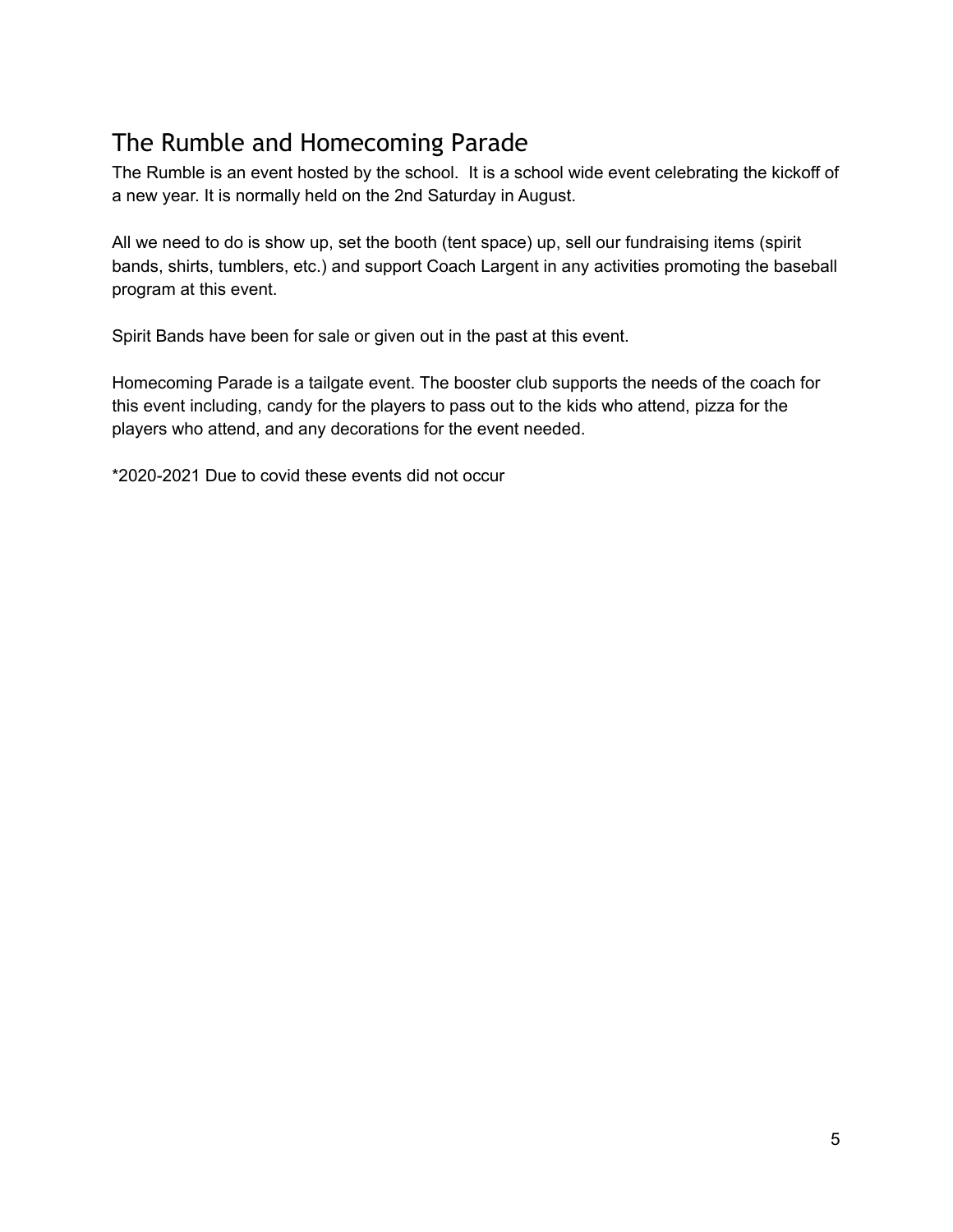## The Rumble and Homecoming Parade

The Rumble is an event hosted by the school. It is a school wide event celebrating the kickoff of a new year. It is normally held on the 2nd Saturday in August.

All we need to do is show up, set the booth (tent space) up, sell our fundraising items (spirit bands, shirts, tumblers, etc.) and support Coach Largent in any activities promoting the baseball program at this event.

Spirit Bands have been for sale or given out in the past at this event.

Homecoming Parade is a tailgate event. The booster club supports the needs of the coach for this event including, candy for the players to pass out to the kids who attend, pizza for the players who attend, and any decorations for the event needed.

*2020-2021 Due to covid these events did not occur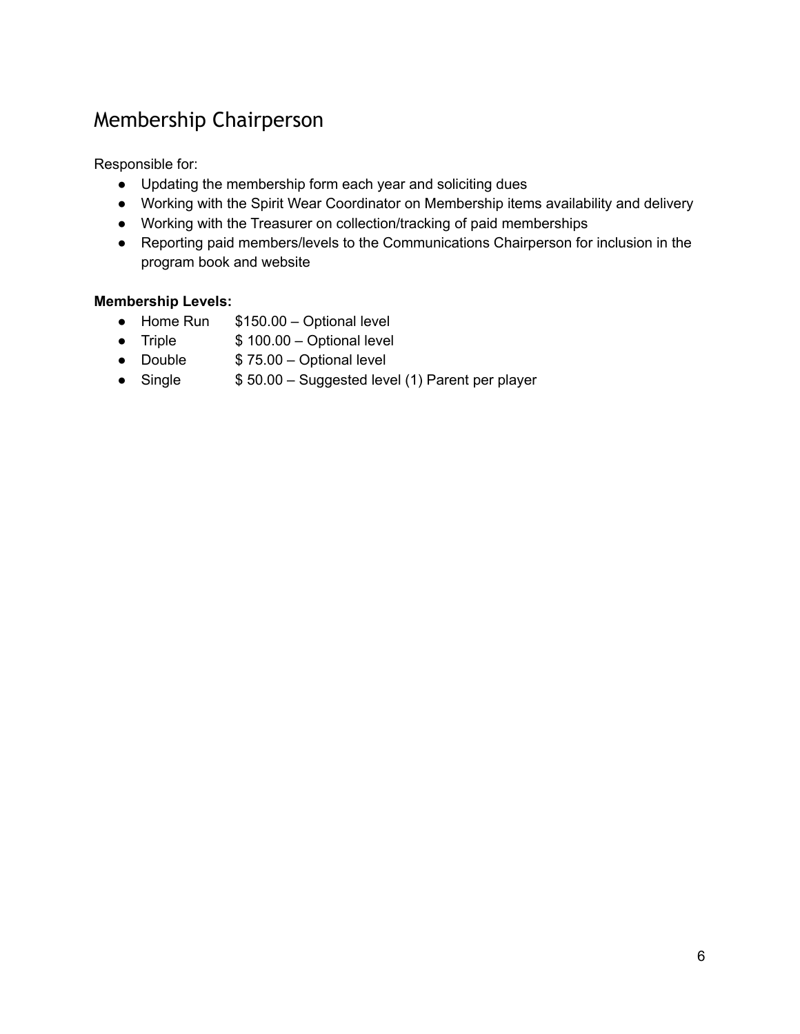## Membership Chairperson

Responsible for:

- Updating the membership form each year and soliciting dues
- Working with the Spirit Wear Coordinator on Membership items availability and delivery
- Working with the Treasurer on collection/tracking of paid memberships
- Reporting paid members/levels to the Communications Chairperson for inclusion in the program book and website

**Membership Levels:**

- Home Run $150.00 – Optional level
- Triple $ 100.00 – Optional level
- Double $ 75.00 – Optional level
- Single $ 50.00 – Suggested level (1) Parent per player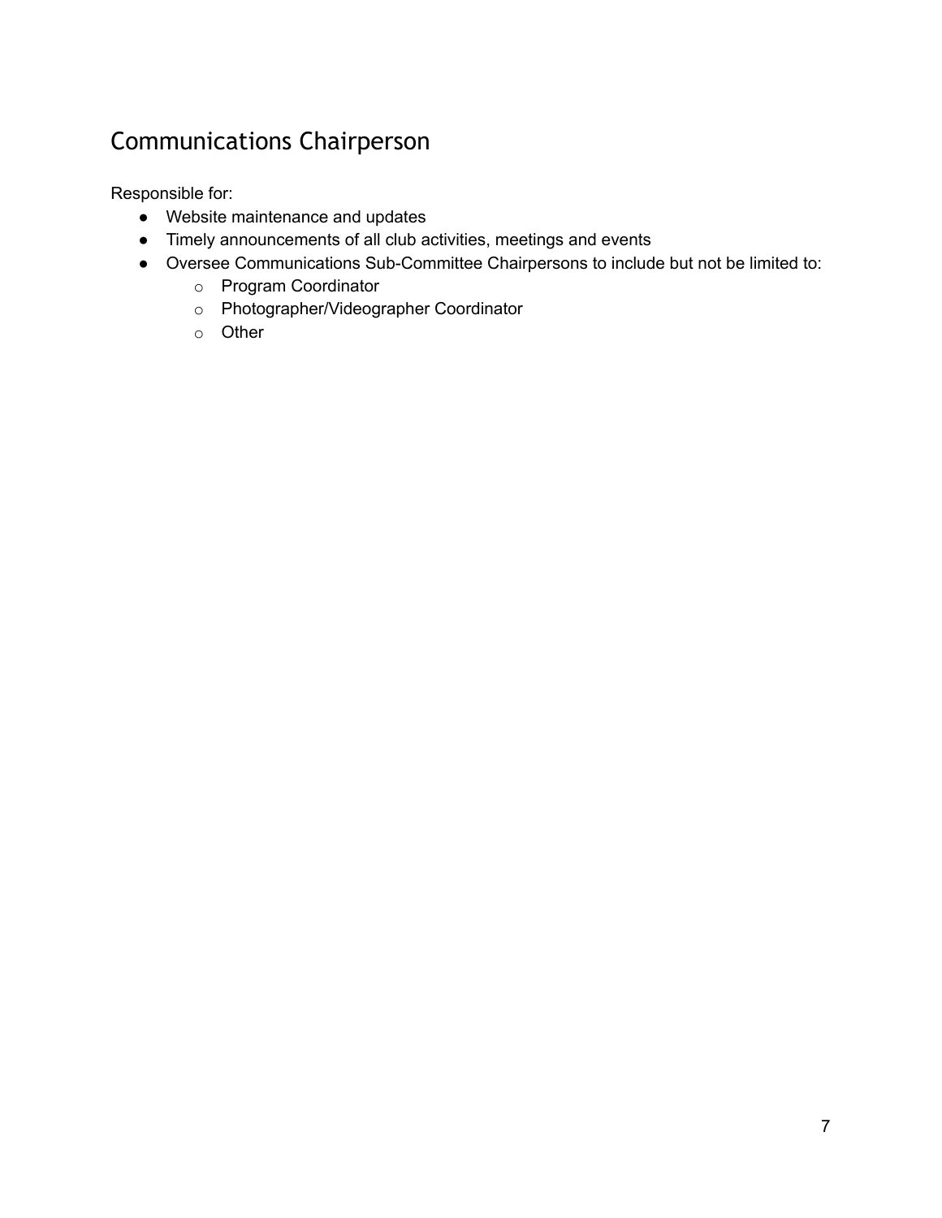## Communications Chairperson

Responsible for:

- Website maintenance and updates
- Timely announcements of all club activities, meetings and events
- Oversee Communications Sub-Committee Chairpersons to include but not be limited to:
  - Program Coordinator
  - Photographer/Videographer Coordinator
  - Other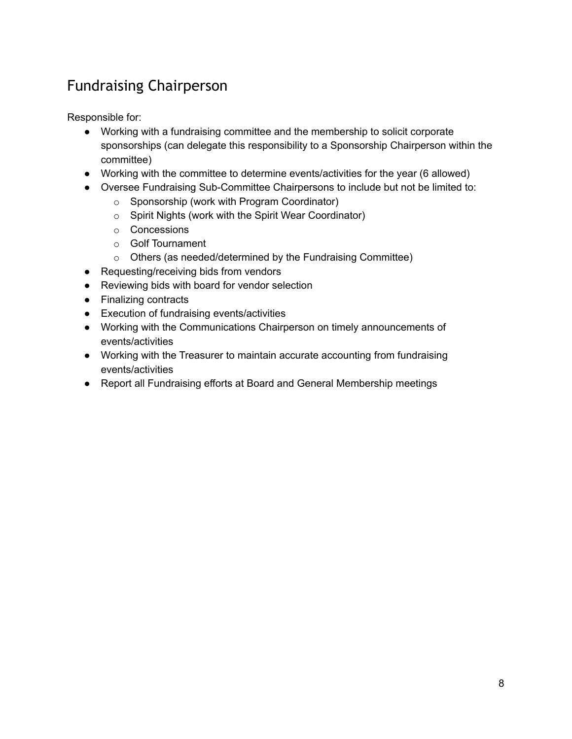## Fundraising Chairperson

Responsible for:

- Working with a fundraising committee and the membership to solicit corporate sponsorships (can delegate this responsibility to a Sponsorship Chairperson within the committee)
- Working with the committee to determine events/activities for the year (6 allowed)
- Oversee Fundraising Sub-Committee Chairpersons to include but not be limited to:
  - Sponsorship (work with Program Coordinator)
  - Spirit Nights (work with the Spirit Wear Coordinator)
  - Concessions
  - Golf Tournament
  - Others (as needed/determined by the Fundraising Committee)
- Requesting/receiving bids from vendors
- Reviewing bids with board for vendor selection
- Finalizing contracts
- Execution of fundraising events/activities
- Working with the Communications Chairperson on timely announcements of events/activities
- Working with the Treasurer to maintain accurate accounting from fundraising events/activities
- Report all Fundraising efforts at Board and General Membership meetings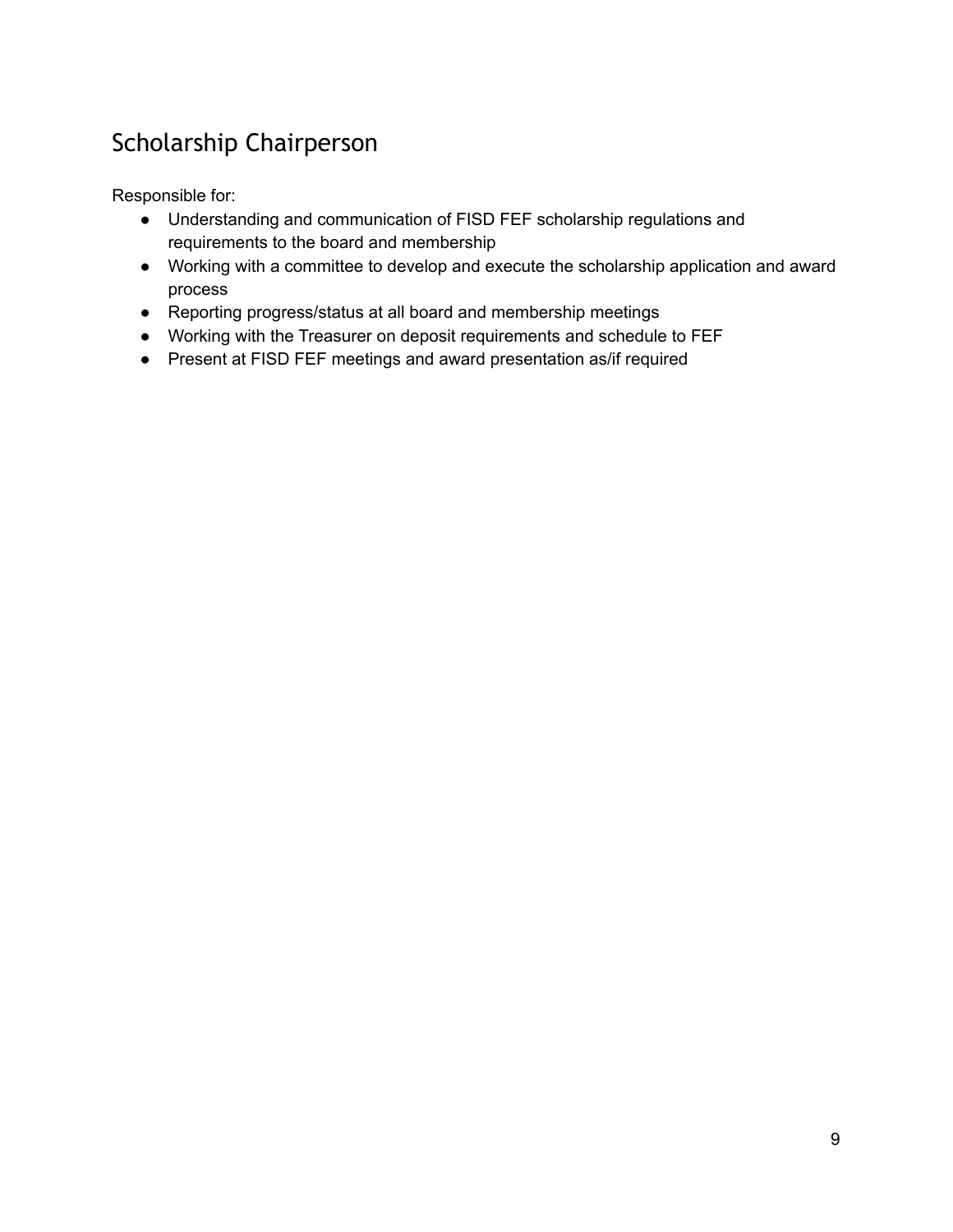## Scholarship Chairperson

Responsible for:

- Understanding and communication of FISD FEF scholarship regulations and requirements to the board and membership
- Working with a committee to develop and execute the scholarship application and award process
- Reporting progress/status at all board and membership meetings
- Working with the Treasurer on deposit requirements and schedule to FEF
- Present at FISD FEF meetings and award presentation as/if required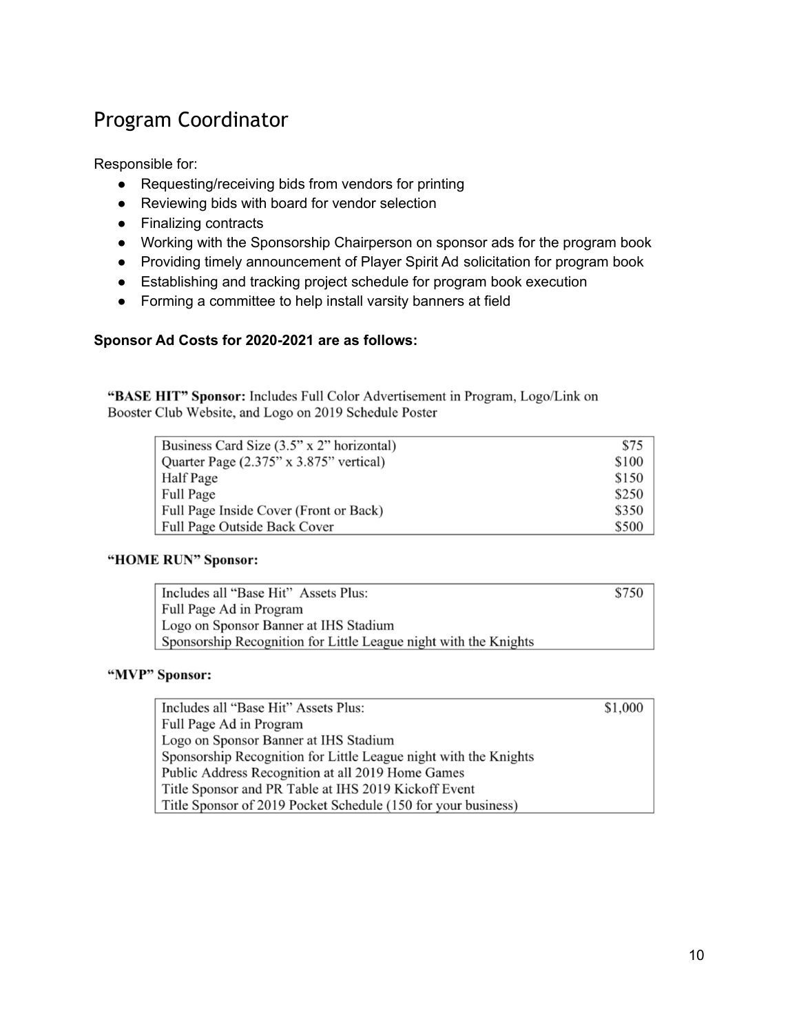## Program Coordinator

Responsible for:

- Requesting/receiving bids from vendors for printing
- Reviewing bids with board for vendor selection
- Finalizing contracts
- Working with the Sponsorship Chairperson on sponsor ads for the program book
- Providing timely announcement of Player Spirit Ad solicitation for program book
- Establishing and tracking project schedule for program book execution
- Forming a committee to help install varsity banners at field

**Sponsor Ad Costs for 2020-2021 are as follows:**

**"BASE HIT" Sponsor:** Includes Full Color Advertisement in Program, Logo/Link on Booster Club Website, and Logo on 2019 Schedule Poster

| Ad | Cost |
|---|---|
| Business Card Size (3.5" x 2" horizontal) | $75 |
| Quarter Page (2.375" x 3.875" vertical) | $100 |
| Half Page | $150 |
| Full Page | $250 |
| Full Page Inside Cover (Front or Back) | $350 |
| Full Page Outside Back Cover | $500 |

**"HOME RUN" Sponsor:**

| Includes all "Base Hit" Assets Plus: | $750 |
|---|---|
| Full Page Ad in Program | |
| Logo on Sponsor Banner at IHS Stadium | |
| Sponsorship Recognition for Little League night with the Knights | |

**"MVP" Sponsor:**

| Includes all "Base Hit" Assets Plus: | $1,000 |
|---|---|
| Full Page Ad in Program | |
| Logo on Sponsor Banner at IHS Stadium | |
| Sponsorship Recognition for Little League night with the Knights | |
| Public Address Recognition at all 2019 Home Games | |
| Title Sponsor and PR Table at IHS 2019 Kickoff Event | |
| Title Sponsor of 2019 Pocket Schedule (150 for your business) | |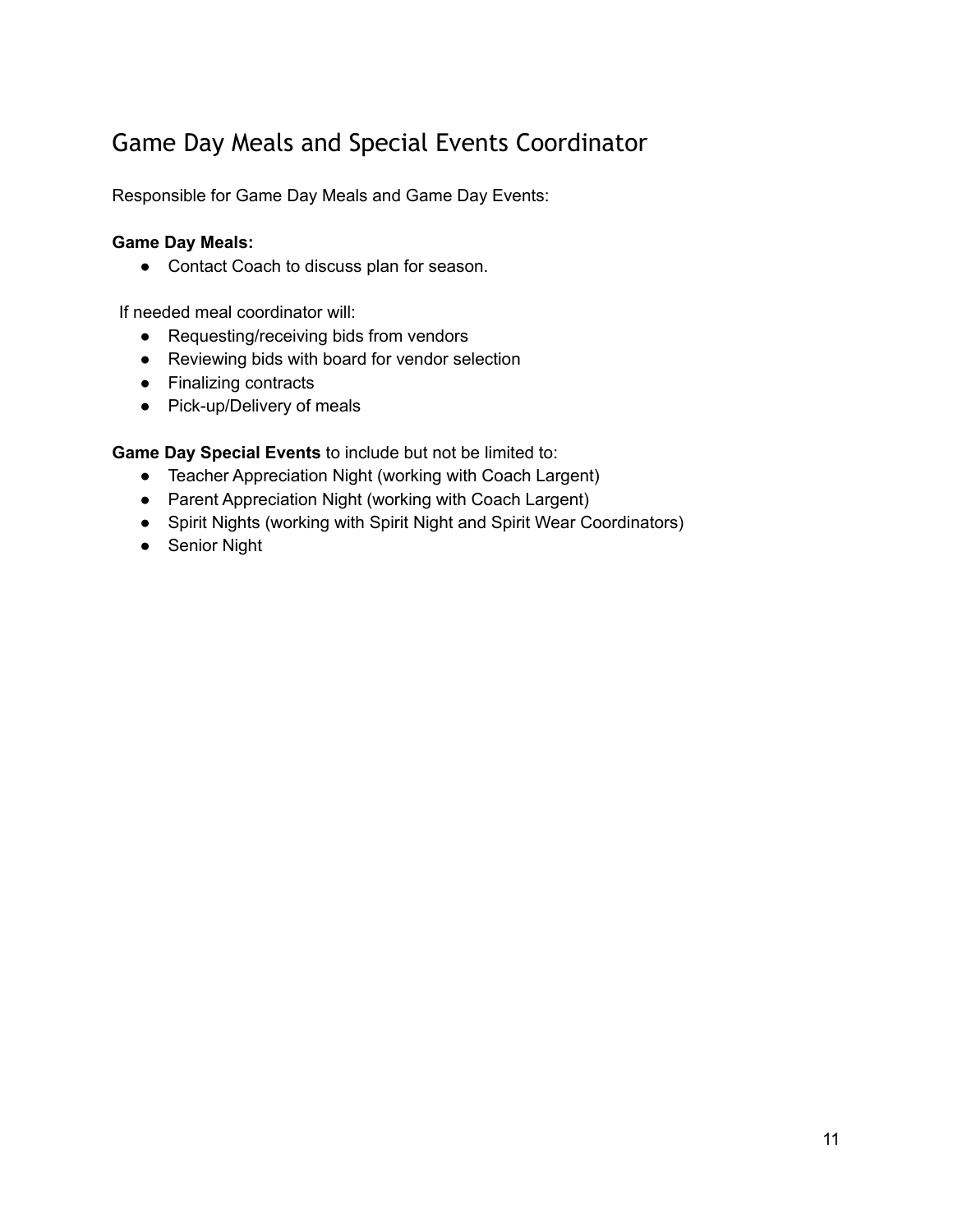# Game Day Meals and Special Events Coordinator

Responsible for Game Day Meals and Game Day Events:

**Game Day Meals:**

- Contact Coach to discuss plan for season.

If needed meal coordinator will:

- Requesting/receiving bids from vendors
- Reviewing bids with board for vendor selection
- Finalizing contracts
- Pick-up/Delivery of meals

**Game Day Special Events** to include but not be limited to:

- Teacher Appreciation Night (working with Coach Largent)
- Parent Appreciation Night (working with Coach Largent)
- Spirit Nights (working with Spirit Night and Spirit Wear Coordinators)
- Senior Night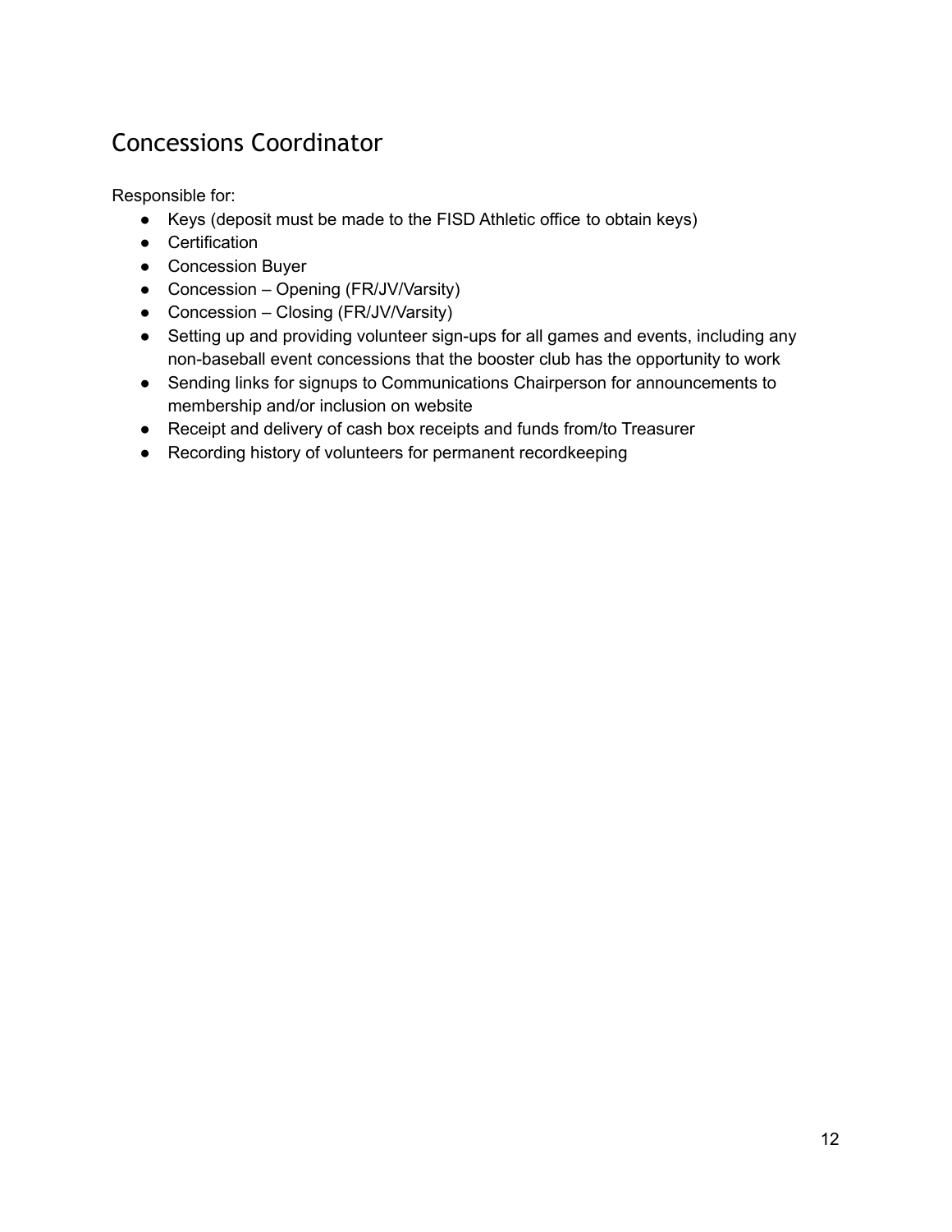## Concessions Coordinator

Responsible for:

- Keys (deposit must be made to the FISD Athletic office to obtain keys)
- Certification
- Concession Buyer
- Concession – Opening (FR/JV/Varsity)
- Concession – Closing (FR/JV/Varsity)
- Setting up and providing volunteer sign-ups for all games and events, including any non-baseball event concessions that the booster club has the opportunity to work
- Sending links for signups to Communications Chairperson for announcements to membership and/or inclusion on website
- Receipt and delivery of cash box receipts and funds from/to Treasurer
- Recording history of volunteers for permanent recordkeeping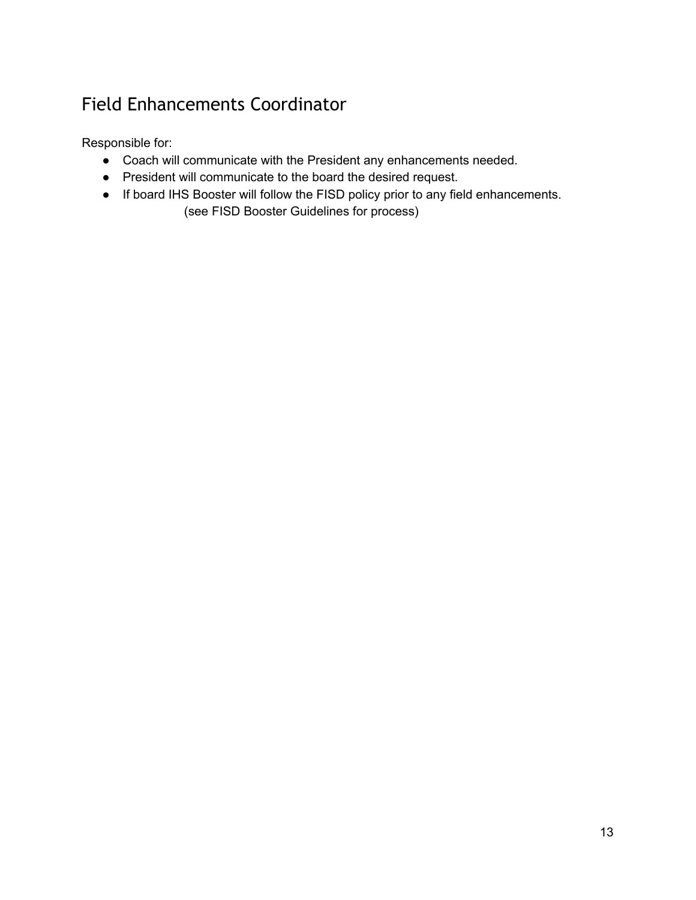## Field Enhancements Coordinator

Responsible for:

- Coach will communicate with the President any enhancements needed.
- President will communicate to the board the desired request.
- If board IHS Booster will follow the FISD policy prior to any field enhancements.
  (see FISD Booster Guidelines for process)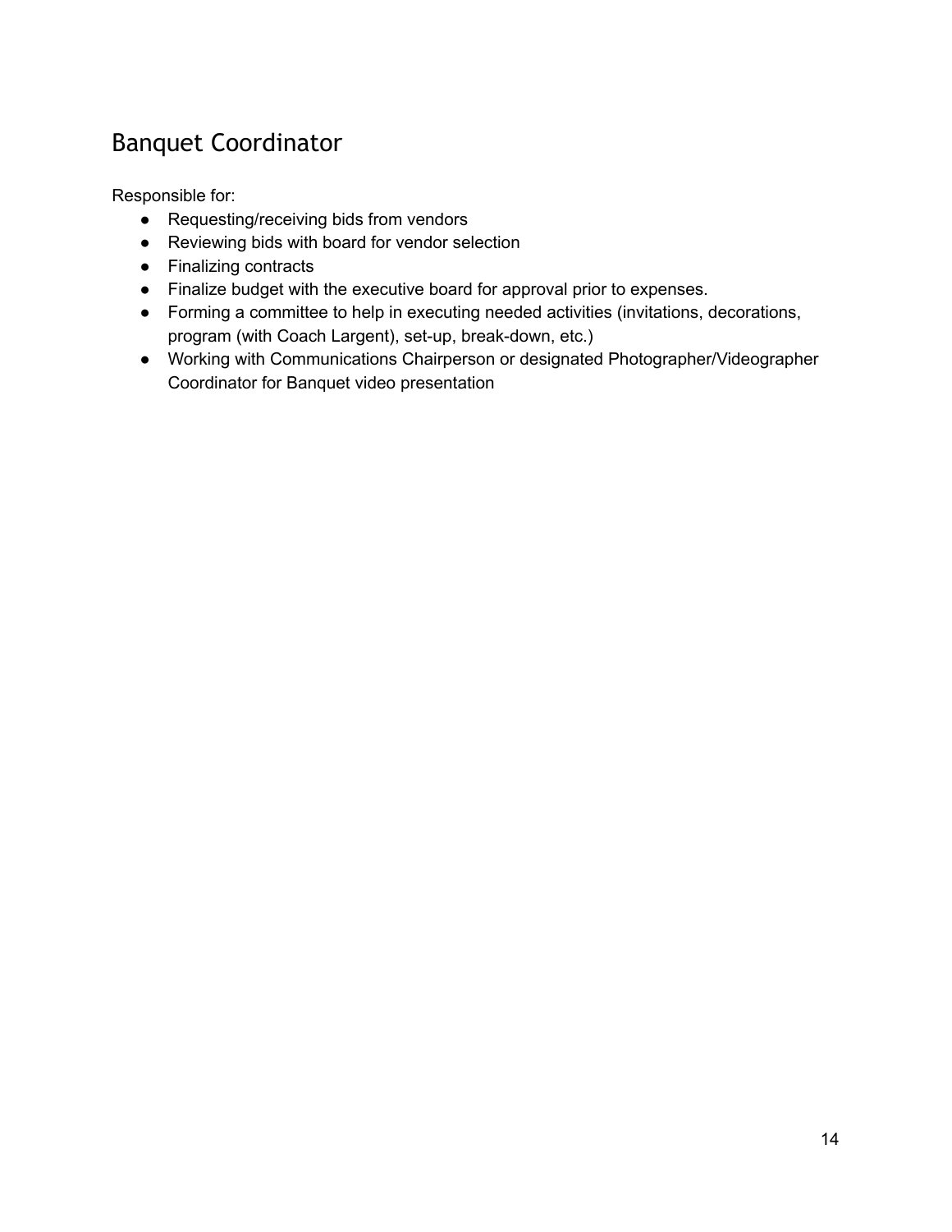## Banquet Coordinator

Responsible for:

- Requesting/receiving bids from vendors
- Reviewing bids with board for vendor selection
- Finalizing contracts
- Finalize budget with the executive board for approval prior to expenses.
- Forming a committee to help in executing needed activities (invitations, decorations, program (with Coach Largent), set-up, break-down, etc.)
- Working with Communications Chairperson or designated Photographer/Videographer Coordinator for Banquet video presentation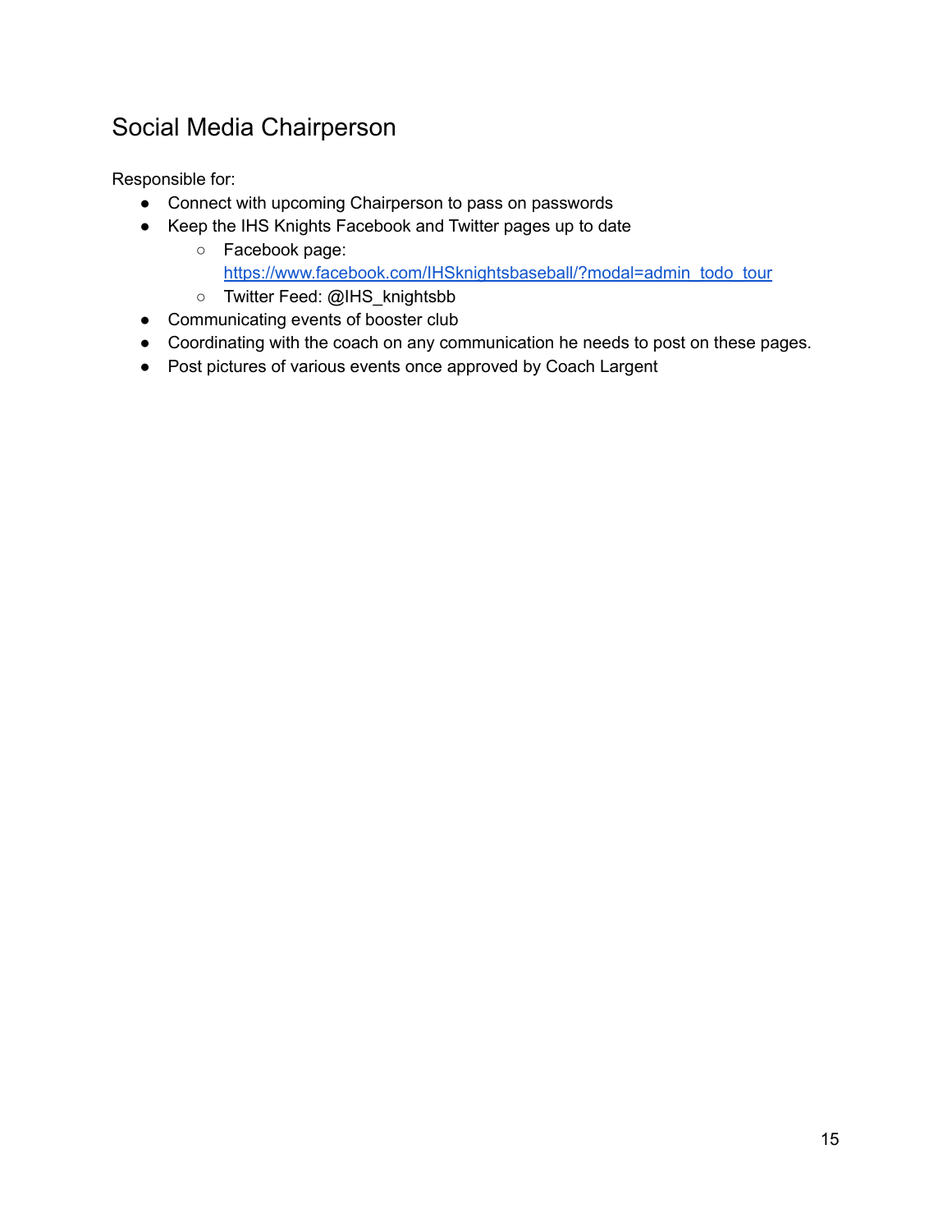## Social Media Chairperson

Responsible for:

- Connect with upcoming Chairperson to pass on passwords
- Keep the IHS Knights Facebook and Twitter pages up to date
  - Facebook page: https://www.facebook.com/IHSknightsbaseball/?modal=admin_todo_tour
  - Twitter Feed: @IHS_knightsbb
- Communicating events of booster club
- Coordinating with the coach on any communication he needs to post on these pages.
- Post pictures of various events once approved by Coach Largent